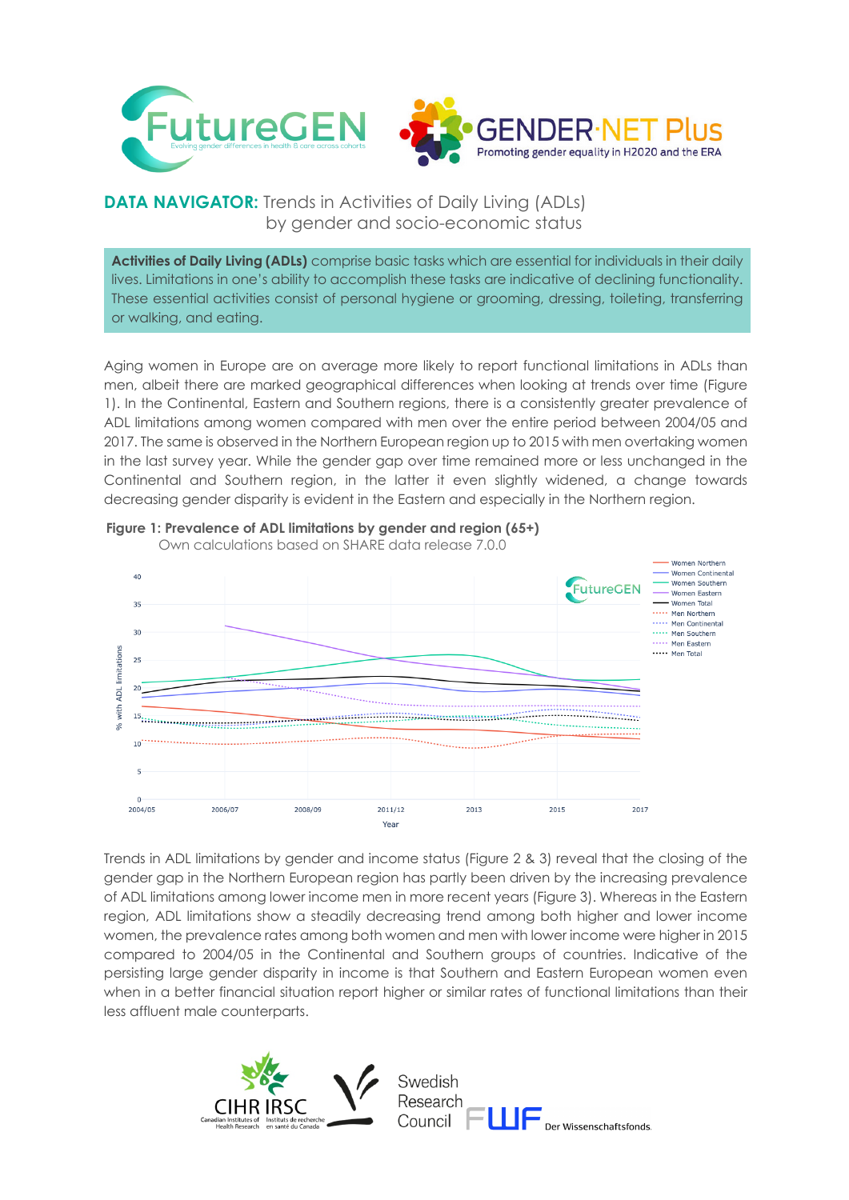# DATA NAVIGATOR: Trends in Activities of Daily Living (ADLs) by gender and socio-economic status

**Activities of Daily Living (ADLs)** comprise basic tasks which are essential for individuals in their daily lives. Limitations in one's ability to accomplish these tasks are indicative of declining functionality. These essential activities consist of personal hygiene or grooming, dressing, toileting, transferring or walking, and eating.

Aging women in Europe are on average more likely to report functional limitations in ADLs than men, albeit there are marked geographical differences when looking at trends over time (Figure 1). In the Continental, Eastern and Southern regions, there is a consistently greater prevalence of ADL limitations among women compared with men over the entire period between 2004/05 and 2017. The same is observed in the Northern European region up to 2015 with men overtaking women in the last survey year. While the gender gap over time remained more or less unchanged in the Continental and Southern region, in the latter it even slightly widened, a change towards decreasing gender disparity is evident in the Eastern and especially in the Northern region.

**Figure 1: Prevalence of ADL limitations by gender and region (65+)**

Own calculations based on SHARE data release 7.0.0

Trends in ADL limitations by gender and income status (Figure 2 & 3) reveal that the closing of the gender gap in the Northern European region has partly been driven by the increasing prevalence of ADL limitations among lower income men in more recent years (Figure 3). Whereas in the Eastern region, ADL limitations show a steadily decreasing trend among both higher and lower income women, the prevalence rates among both women and men with lower income were higher in 2015 compared to 2004/05 in the Continental and Southern groups of countries. Indicative of the persisting large gender disparity in income is that Southern and Eastern European women even when in a better financial situation report higher or similar rates of functional limitations than their less affluent male counterparts.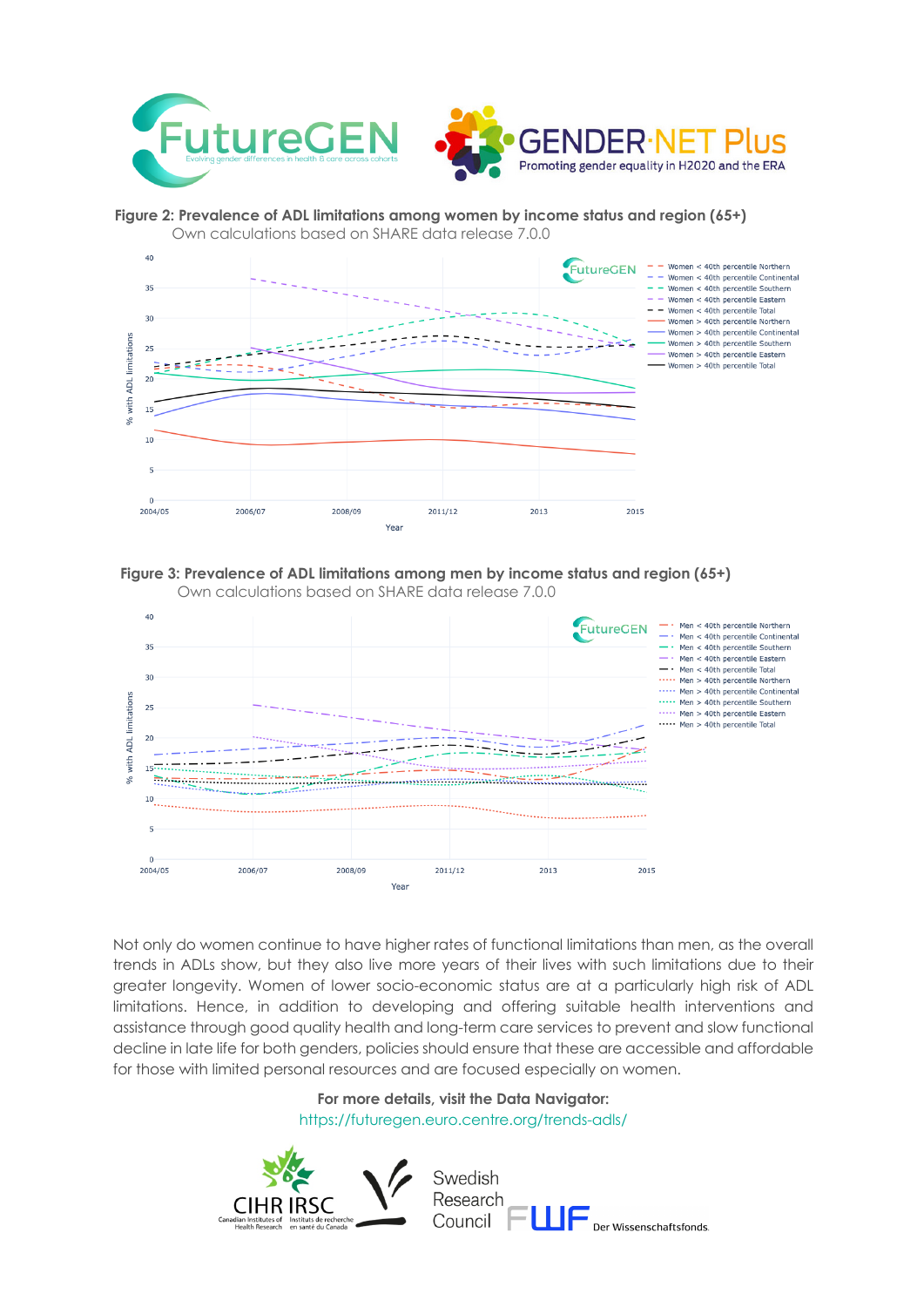**Figure 2: Prevalence of ADL limitations among women by income status and region (65+)**

Own calculations based on SHARE data release 7.0.0

FutureGEN

Women < 40th percentile Northern
Women < 40th percentile Continental
Women < 40th percentile Southern
Women < 40th percentile Eastern
Women < 40th percentile Total
Women > 40th percentile Northern
Women > 40th percentile Continental
Women > 40th percentile Southern
Women > 40th percentile Eastern
Women > 40th percentile Total

% with ADL limitations

0
5
10
15
20
25
30
35
40

2004/05
2006/07
2008/09
2011/12
2013
2015

Year

**Figure 3: Prevalence of ADL limitations among men by income status and region (65+)**

Own calculations based on SHARE data release 7.0.0

FutureGEN

Men < 40th percentile Northern
Men < 40th percentile Continental
Men < 40th percentile Southern
Men < 40th percentile Eastern
Men < 40th percentile Total
Men > 40th percentile Northern
Men > 40th percentile Continental
Men > 40th percentile Southern
Men > 40th percentile Eastern
Men > 40th percentile Total

% with ADL limitations

0
5
10
15
20
25
30
35
40

2004/05
2006/07
2008/09
2011/12
2013
2015

Year

Not only do women continue to have higher rates of functional limitations than men, as the overall trends in ADLs show, but they also live more years of their lives with such limitations due to their greater longevity. Women of lower socio-economic status are at a particularly high risk of ADL limitations. Hence, in addition to developing and offering suitable health interventions and assistance through good quality health and long-term care services to prevent and slow functional decline in late life for both genders, policies should ensure that these are accessible and affordable for those with limited personal resources and are focused especially on women.

**For more details, visit the Data Navigator:**
https://futuregen.euro.centre.org/trends-adls/